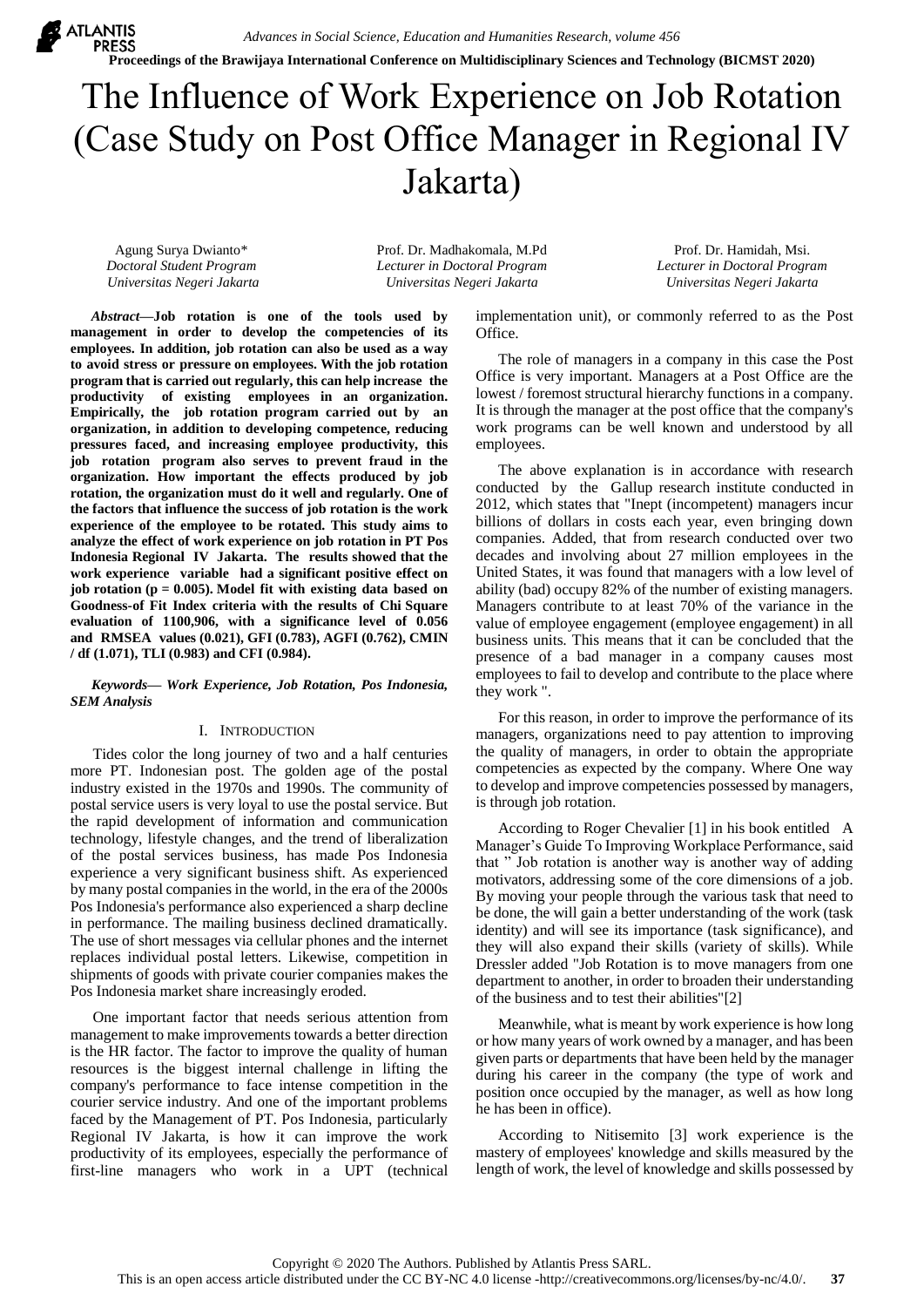# The Influence of Work Experience on Job Rotation (Case Study on Post Office Manager in Regional IV Jakarta)

Agung Surya Dwianto*
*Doctoral Student Program*
*Universitas Negeri Jakarta*

Prof. Dr. Madhakomala, M.Pd
*Lecturer in Doctoral Program*
*Universitas Negeri Jakarta*

Prof. Dr. Hamidah, Msi.
*Lecturer in Doctoral Program*
*Universitas Negeri Jakarta*

***Abstract*—Job rotation is one of the tools used by management in order to develop the competencies of its employees. In addition, job rotation can also be used as a way to avoid stress or pressure on employees. With the job rotation program that is carried out regularly, this can help increase the productivity of existing employees in an organization. Empirically, the job rotation program carried out by an organization, in addition to developing competence, reducing pressures faced, and increasing employee productivity, this job rotation program also serves to prevent fraud in the organization. How important the effects produced by job rotation, the organization must do it well and regularly. One of the factors that influence the success of job rotation is the work experience of the employee to be rotated. This study aims to analyze the effect of work experience on job rotation in PT Pos Indonesia Regional IV Jakarta. The results showed that the work experience variable had a significant positive effect on job rotation (p = 0.005). Model fit with existing data based on Goodness-of Fit Index criteria with the results of Chi Square evaluation of 1100,906, with a significance level of 0.056 and RMSEA values (0.021), GFI (0.783), AGFI (0.762), CMIN / df (1.071), TLI (0.983) and CFI (0.984).**

***Keywords— Work Experience, Job Rotation, Pos Indonesia, SEM Analysis***

## I. Introduction

Tides color the long journey of two and a half centuries more PT. Indonesian post. The golden age of the postal industry existed in the 1970s and 1990s. The community of postal service users is very loyal to use the postal service. But the rapid development of information and communication technology, lifestyle changes, and the trend of liberalization of the postal services business, has made Pos Indonesia experience a very significant business shift. As experienced by many postal companies in the world, in the era of the 2000s Pos Indonesia's performance also experienced a sharp decline in performance. The mailing business declined dramatically. The use of short messages via cellular phones and the internet replaces individual postal letters. Likewise, competition in shipments of goods with private courier companies makes the Pos Indonesia market share increasingly eroded.

One important factor that needs serious attention from management to make improvements towards a better direction is the HR factor. The factor to improve the quality of human resources is the biggest internal challenge in lifting the company's performance to face intense competition in the courier service industry. And one of the important problems faced by the Management of PT. Pos Indonesia, particularly Regional IV Jakarta, is how it can improve the work productivity of its employees, especially the performance of first-line managers who work in a UPT (technical implementation unit), or commonly referred to as the Post Office.

The role of managers in a company in this case the Post Office is very important. Managers at a Post Office are the lowest / foremost structural hierarchy functions in a company. It is through the manager at the post office that the company's work programs can be well known and understood by all employees.

The above explanation is in accordance with research conducted by the Gallup research institute conducted in 2012, which states that "Inept (incompetent) managers incur billions of dollars in costs each year, even bringing down companies. Added, that from research conducted over two decades and involving about 27 million employees in the United States, it was found that managers with a low level of ability (bad) occupy 82% of the number of existing managers. Managers contribute to at least 70% of the variance in the value of employee engagement (employee engagement) in all business units. This means that it can be concluded that the presence of a bad manager in a company causes most employees to fail to develop and contribute to the place where they work ".

For this reason, in order to improve the performance of its managers, organizations need to pay attention to improving the quality of managers, in order to obtain the appropriate competencies as expected by the company. Where One way to develop and improve competencies possessed by managers, is through job rotation.

According to Roger Chevalier [1] in his book entitled A Manager's Guide To Improving Workplace Performance, said that " Job rotation is another way is another way of adding motivators, addressing some of the core dimensions of a job. By moving your people through the various task that need to be done, the will gain a better understanding of the work (task identity) and will see its importance (task significance), and they will also expand their skills (variety of skills). While Dressler added "Job Rotation is to move managers from one department to another, in order to broaden their understanding of the business and to test their abilities"[2]

Meanwhile, what is meant by work experience is how long or how many years of work owned by a manager, and has been given parts or departments that have been held by the manager during his career in the company (the type of work and position once occupied by the manager, as well as how long he has been in office).

According to Nitisemito [3] work experience is the mastery of employees' knowledge and skills measured by the length of work, the level of knowledge and skills possessed by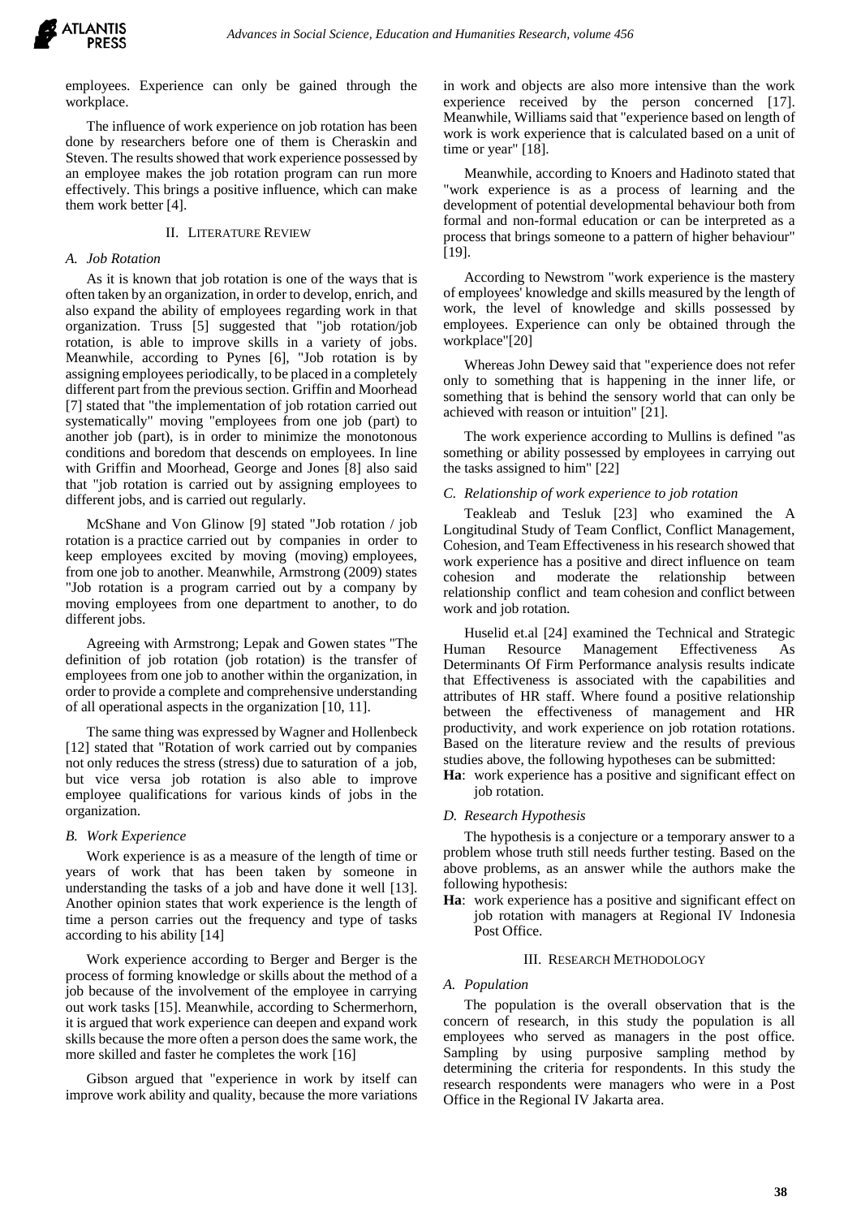employees. Experience can only be gained through the workplace.

The influence of work experience on job rotation has been done by researchers before one of them is Cheraskin and Steven. The results showed that work experience possessed by an employee makes the job rotation program can run more effectively. This brings a positive influence, which can make them work better [4].

## II. LITERATURE REVIEW

### A. Job Rotation

As it is known that job rotation is one of the ways that is often taken by an organization, in order to develop, enrich, and also expand the ability of employees regarding work in that organization. Truss [5] suggested that "job rotation/job rotation, is able to improve skills in a variety of jobs. Meanwhile, according to Pynes [6], "Job rotation is by assigning employees periodically, to be placed in a completely different part from the previous section. Griffin and Moorhead [7] stated that "the implementation of job rotation carried out systematically" moving "employees from one job (part) to another job (part), is in order to minimize the monotonous conditions and boredom that descends on employees. In line with Griffin and Moorhead, George and Jones [8] also said that "job rotation is carried out by assigning employees to different jobs, and is carried out regularly.

McShane and Von Glinow [9] stated "Job rotation / job rotation is a practice carried out by companies in order to keep employees excited by moving (moving) employees, from one job to another. Meanwhile, Armstrong (2009) states "Job rotation is a program carried out by a company by moving employees from one department to another, to do different jobs.

Agreeing with Armstrong; Lepak and Gowen states "The definition of job rotation (job rotation) is the transfer of employees from one job to another within the organization, in order to provide a complete and comprehensive understanding of all operational aspects in the organization [10, 11].

The same thing was expressed by Wagner and Hollenbeck [12] stated that "Rotation of work carried out by companies not only reduces the stress (stress) due to saturation of a job, but vice versa job rotation is also able to improve employee qualifications for various kinds of jobs in the organization.

### B. Work Experience

Work experience is as a measure of the length of time or years of work that has been taken by someone in understanding the tasks of a job and have done it well [13]. Another opinion states that work experience is the length of time a person carries out the frequency and type of tasks according to his ability [14]

Work experience according to Berger and Berger is the process of forming knowledge or skills about the method of a job because of the involvement of the employee in carrying out work tasks [15]. Meanwhile, according to Schermerhorn, it is argued that work experience can deepen and expand work skills because the more often a person does the same work, the more skilled and faster he completes the work [16]

Gibson argued that "experience in work by itself can improve work ability and quality, because the more variations in work and objects are also more intensive than the work experience received by the person concerned [17]. Meanwhile, Williams said that "experience based on length of work is work experience that is calculated based on a unit of time or year" [18].

Meanwhile, according to Knoers and Hadinoto stated that "work experience is as a process of learning and the development of potential developmental behaviour both from formal and non-formal education or can be interpreted as a process that brings someone to a pattern of higher behaviour" [19].

According to Newstrom "work experience is the mastery of employees' knowledge and skills measured by the length of work, the level of knowledge and skills possessed by employees. Experience can only be obtained through the workplace"[20]

Whereas John Dewey said that "experience does not refer only to something that is happening in the inner life, or something that is behind the sensory world that can only be achieved with reason or intuition" [21].

The work experience according to Mullins is defined "as something or ability possessed by employees in carrying out the tasks assigned to him" [22]

### C. Relationship of work experience to job rotation

Teakleab and Tesluk [23] who examined the A Longitudinal Study of Team Conflict, Conflict Management, Cohesion, and Team Effectiveness in his research showed that work experience has a positive and direct influence on team cohesion and moderate the relationship between relationship conflict and team cohesion and conflict between work and job rotation.

Huselid et.al [24] examined the Technical and Strategic Human Resource Management Effectiveness As Determinants Of Firm Performance analysis results indicate that Effectiveness is associated with the capabilities and attributes of HR staff. Where found a positive relationship between the effectiveness of management and HR productivity, and work experience on job rotation rotations. Based on the literature review and the results of previous studies above, the following hypotheses can be submitted:

**Ha**: work experience has a positive and significant effect on job rotation.

### D. Research Hypothesis

The hypothesis is a conjecture or a temporary answer to a problem whose truth still needs further testing. Based on the above problems, as an answer while the authors make the following hypothesis:

**Ha**: work experience has a positive and significant effect on job rotation with managers at Regional IV Indonesia Post Office.

## III. RESEARCH METHODOLOGY

### A. Population

The population is the overall observation that is the concern of research, in this study the population is all employees who served as managers in the post office. Sampling by using purposive sampling method by determining the criteria for respondents. In this study the research respondents were managers who were in a Post Office in the Regional IV Jakarta area.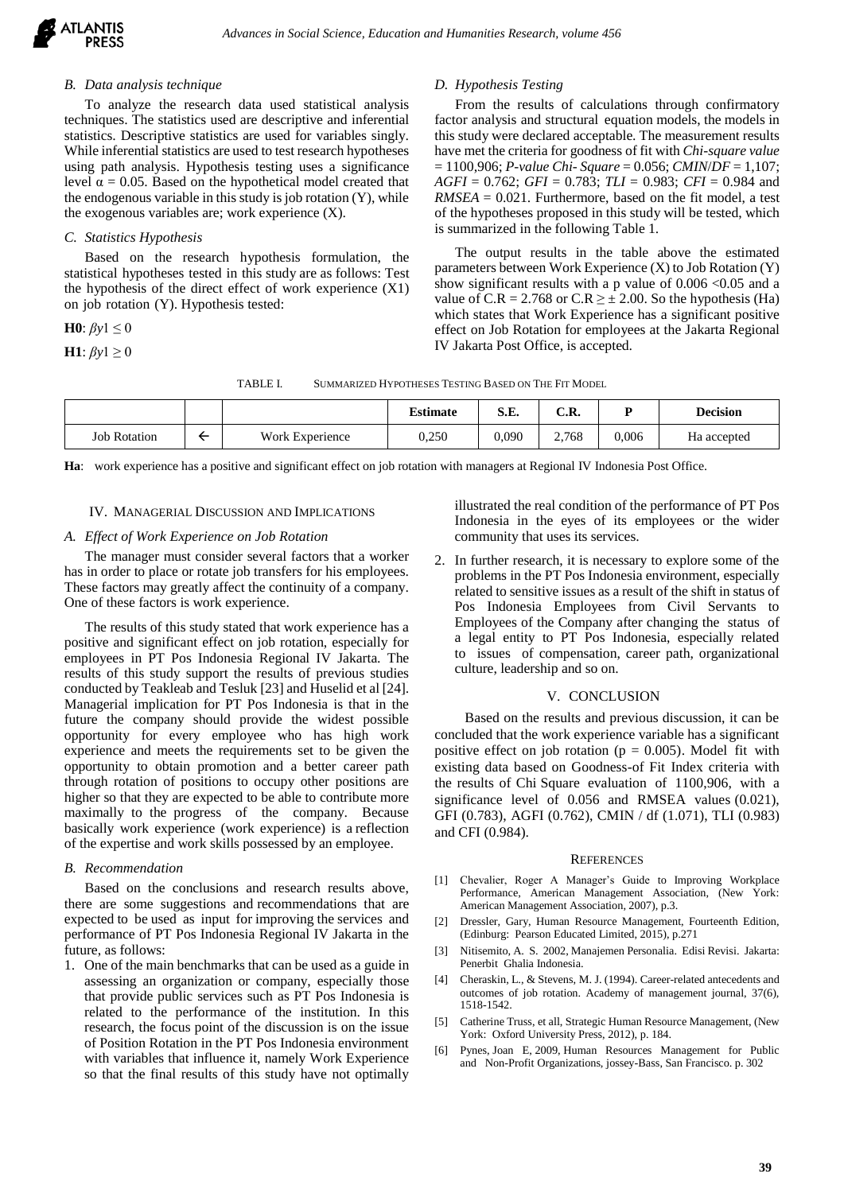### B. Data analysis technique

To analyze the research data used statistical analysis techniques. The statistics used are descriptive and inferential statistics. Descriptive statistics are used for variables singly. While inferential statistics are used to test research hypotheses using path analysis. Hypothesis testing uses a significance level $\alpha = 0.05$. Based on the hypothetical model created that the endogenous variable in this study is job rotation (Y), while the exogenous variables are; work experience (X).

### C. Statistics Hypothesis

Based on the research hypothesis formulation, the statistical hypotheses tested in this study are as follows: Test the hypothesis of the direct effect of work experience (X1) on job rotation (Y). Hypothesis tested:

**H0**: $\beta y1 \leq 0$

**H1**: $\beta y1 \geq 0$

### D. Hypothesis Testing

From the results of calculations through confirmatory factor analysis and structural equation models, the models in this study were declared acceptable. The measurement results have met the criteria for goodness of fit with *Chi-square value* = 1100,906; *P-value Chi- Square* = 0.056; *CMIN/DF* = 1,107; *AGFI* = 0.762; *GFI* = 0.783; *TLI* = 0.983; *CFI* = 0.984 and *RMSEA* = 0.021. Furthermore, based on the fit model, a test of the hypotheses proposed in this study will be tested, which is summarized in the following Table 1.

The output results in the table above the estimated parameters between Work Experience (X) to Job Rotation (Y) show significant results with a p value of $0.006 < 0.05$ and a value of $C.R = 2.768$ or $C.R \geq \pm 2.00$. So the hypothesis (Ha) which states that Work Experience has a significant positive effect on Job Rotation for employees at the Jakarta Regional IV Jakarta Post Office, is accepted.

TABLE I. SUMMARIZED HYPOTHESES TESTING BASED ON THE FIT MODEL

| | | | Estimate | S.E. | C.R. | P | Decision |
|---|---|---|---|---|---|---|---|
| Job Rotation | ← | Work Experience | 0,250 | 0,090 | 2,768 | 0,006 | Ha accepted |

**Ha**: work experience has a positive and significant effect on job rotation with managers at Regional IV Indonesia Post Office.

## IV. MANAGERIAL DISCUSSION AND IMPLICATIONS

### A. Effect of Work Experience on Job Rotation

The manager must consider several factors that a worker has in order to place or rotate job transfers for his employees. These factors may greatly affect the continuity of a company. One of these factors is work experience.

The results of this study stated that work experience has a positive and significant effect on job rotation, especially for employees in PT Pos Indonesia Regional IV Jakarta. The results of this study support the results of previous studies conducted by Teakleab and Tesluk [23] and Huselid et al [24]. Managerial implication for PT Pos Indonesia is that in the future the company should provide the widest possible opportunity for every employee who has high work experience and meets the requirements set to be given the opportunity to obtain promotion and a better career path through rotation of positions to occupy other positions are higher so that they are expected to be able to contribute more maximally to the progress of the company. Because basically work experience (work experience) is a reflection of the expertise and work skills possessed by an employee.

### B. Recommendation

Based on the conclusions and research results above, there are some suggestions and recommendations that are expected to be used as input for improving the services and performance of PT Pos Indonesia Regional IV Jakarta in the future, as follows:

1. One of the main benchmarks that can be used as a guide in assessing an organization or company, especially those that provide public services such as PT Pos Indonesia is related to the performance of the institution. In this research, the focus point of the discussion is on the issue of Position Rotation in the PT Pos Indonesia environment with variables that influence it, namely Work Experience so that the final results of this study have not optimally illustrated the real condition of the performance of PT Pos Indonesia in the eyes of its employees or the wider community that uses its services.
2. In further research, it is necessary to explore some of the problems in the PT Pos Indonesia environment, especially related to sensitive issues as a result of the shift in status of Pos Indonesia Employees from Civil Servants to Employees of the Company after changing the status of a legal entity to PT Pos Indonesia, especially related to issues of compensation, career path, organizational culture, leadership and so on.

## V. CONCLUSION

Based on the results and previous discussion, it can be concluded that the work experience variable has a significant positive effect on job rotation ($p = 0.005$). Model fit with existing data based on Goodness-of Fit Index criteria with the results of Chi Square evaluation of 1100,906, with a significance level of 0.056 and RMSEA values (0.021), GFI (0.783), AGFI (0.762), CMIN / df (1.071), TLI (0.983) and CFI (0.984).

## REFERENCES

[1] Chevalier, Roger A Manager's Guide to Improving Workplace Performance, American Management Association, (New York: American Management Association, 2007), p.3.

[2] Dressler, Gary, Human Resource Management, Fourteenth Edition, (Edinburg: Pearson Educated Limited, 2015), p.271

[3] Nitisemito, A. S. 2002, Manajemen Personalia. Edisi Revisi. Jakarta: Penerbit Ghalia Indonesia.

[4] Cheraskin, L., & Stevens, M. J. (1994). Career-related antecedents and outcomes of job rotation. Academy of management journal, 37(6), 1518-1542.

[5] Catherine Truss, et all, Strategic Human Resource Management, (New York: Oxford University Press, 2012), p. 184.

[6] Pynes, Joan E, 2009, Human Resources Management for Public and Non-Profit Organizations, jossey-Bass, San Francisco. p. 302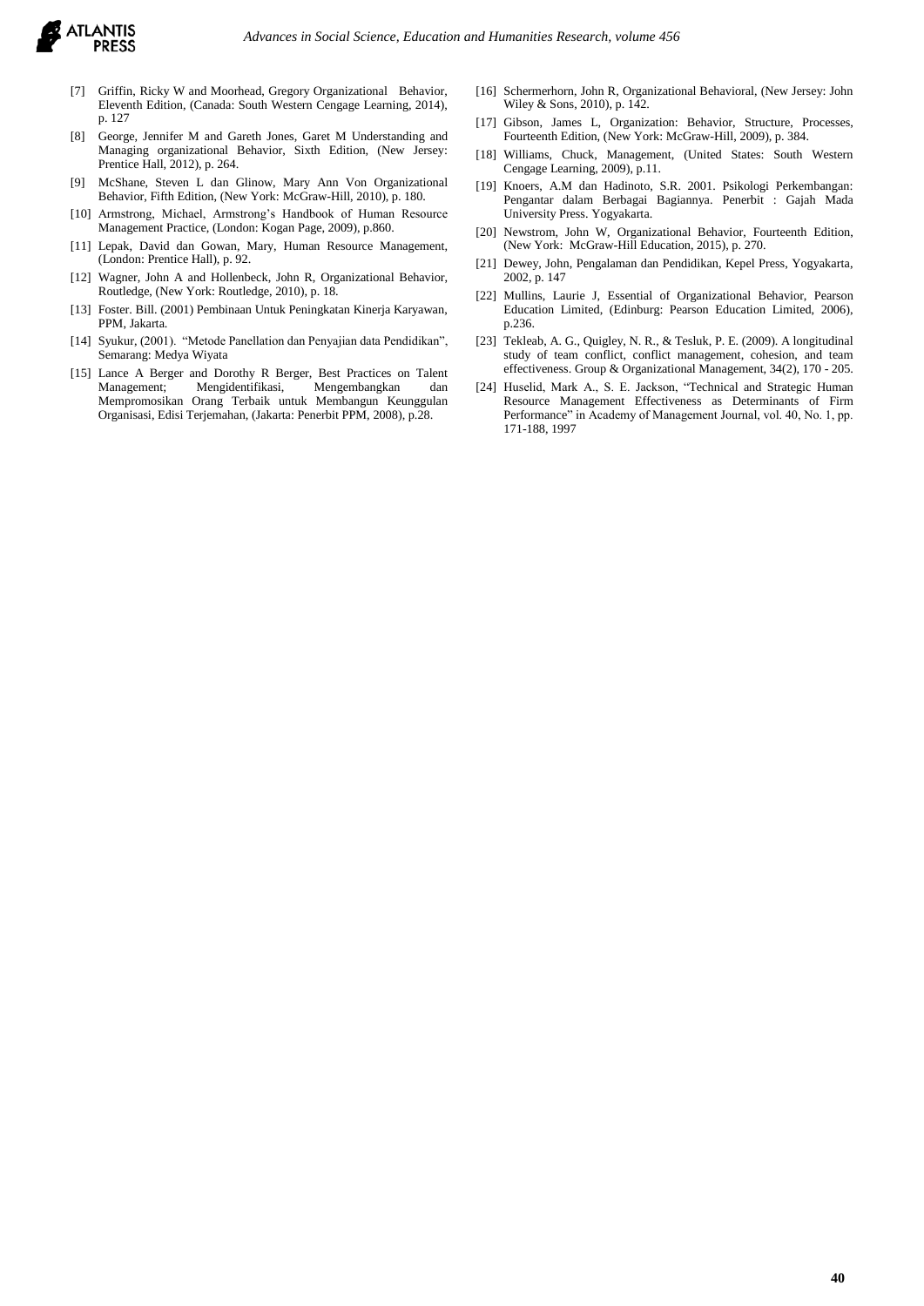[7] Griffin, Ricky W and Moorhead, Gregory Organizational Behavior, Eleventh Edition, (Canada: South Western Cengage Learning, 2014), p. 127

[8] George, Jennifer M and Gareth Jones, Garet M Understanding and Managing organizational Behavior, Sixth Edition, (New Jersey: Prentice Hall, 2012), p. 264.

[9] McShane, Steven L dan Glinow, Mary Ann Von Organizational Behavior, Fifth Edition, (New York: McGraw-Hill, 2010), p. 180.

[10] Armstrong, Michael, Armstrong's Handbook of Human Resource Management Practice, (London: Kogan Page, 2009), p.860.

[11] Lepak, David dan Gowan, Mary, Human Resource Management, (London: Prentice Hall), p. 92.

[12] Wagner, John A and Hollenbeck, John R, Organizational Behavior, Routledge, (New York: Routledge, 2010), p. 18.

[13] Foster. Bill. (2001) Pembinaan Untuk Peningkatan Kinerja Karyawan, PPM, Jakarta.

[14] Syukur, (2001). "Metode Panellation dan Penyajian data Pendidikan", Semarang: Medya Wiyata

[15] Lance A Berger and Dorothy R Berger, Best Practices on Talent Management; Mengidentifikasi, Mengembangkan dan Mempromosikan Orang Terbaik untuk Membangun Keunggulan Organisasi, Edisi Terjemahan, (Jakarta: Penerbit PPM, 2008), p.28.

[16] Schermerhorn, John R, Organizational Behavioral, (New Jersey: John Wiley & Sons, 2010), p. 142.

[17] Gibson, James L, Organization: Behavior, Structure, Processes, Fourteenth Edition, (New York: McGraw-Hill, 2009), p. 384.

[18] Williams, Chuck, Management, (United States: South Western Cengage Learning, 2009), p.11.

[19] Knoers, A.M dan Hadinoto, S.R. 2001. Psikologi Perkembangan: Pengantar dalam Berbagai Bagiannya. Penerbit : Gajah Mada University Press. Yogyakarta.

[20] Newstrom, John W, Organizational Behavior, Fourteenth Edition, (New York: McGraw-Hill Education, 2015), p. 270.

[21] Dewey, John, Pengalaman dan Pendidikan, Kepel Press, Yogyakarta, 2002, p. 147

[22] Mullins, Laurie J, Essential of Organizational Behavior, Pearson Education Limited, (Edinburg: Pearson Education Limited, 2006), p.236.

[23] Tekleab, A. G., Quigley, N. R., & Tesluk, P. E. (2009). A longitudinal study of team conflict, conflict management, cohesion, and team effectiveness. Group & Organizational Management, 34(2), 170 - 205.

[24] Huselid, Mark A., S. E. Jackson, "Technical and Strategic Human Resource Management Effectiveness as Determinants of Firm Performance" in Academy of Management Journal, vol. 40, No. 1, pp. 171-188, 1997